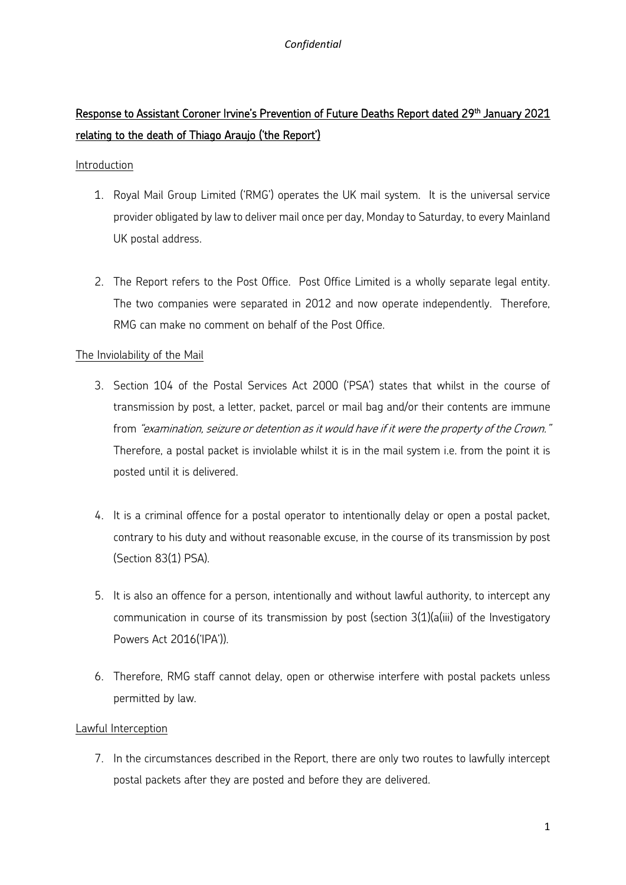*Confidential*

# Response to Assistant Coroner Irvine's Prevention of Future Deaths Report dated 29th January 2021 relating to the death of Thiago Araujo ('the Report')

## Introduction

1. Royal Mail Group Limited ('RMG') operates the UK mail system. It is the universal service provider obligated by law to deliver mail once per day, Monday to Saturday, to every Mainland UK postal address.

2. The Report refers to the Post Office. Post Office Limited is a wholly separate legal entity. The two companies were separated in 2012 and now operate independently. Therefore, RMG can make no comment on behalf of the Post Office.

## The Inviolability of the Mail

3. Section 104 of the Postal Services Act 2000 ('PSA') states that whilst in the course of transmission by post, a letter, packet, parcel or mail bag and/or their contents are immune from *"examination, seizure or detention as it would have if it were the property of the Crown."* Therefore, a postal packet is inviolable whilst it is in the mail system i.e. from the point it is posted until it is delivered.

4. It is a criminal offence for a postal operator to intentionally delay or open a postal packet, contrary to his duty and without reasonable excuse, in the course of its transmission by post (Section 83(1) PSA).

5. It is also an offence for a person, intentionally and without lawful authority, to intercept any communication in course of its transmission by post (section 3(1)(a(iii) of the Investigatory Powers Act 2016('IPA')).

6. Therefore, RMG staff cannot delay, open or otherwise interfere with postal packets unless permitted by law.

## Lawful Interception

7. In the circumstances described in the Report, there are only two routes to lawfully intercept postal packets after they are posted and before they are delivered.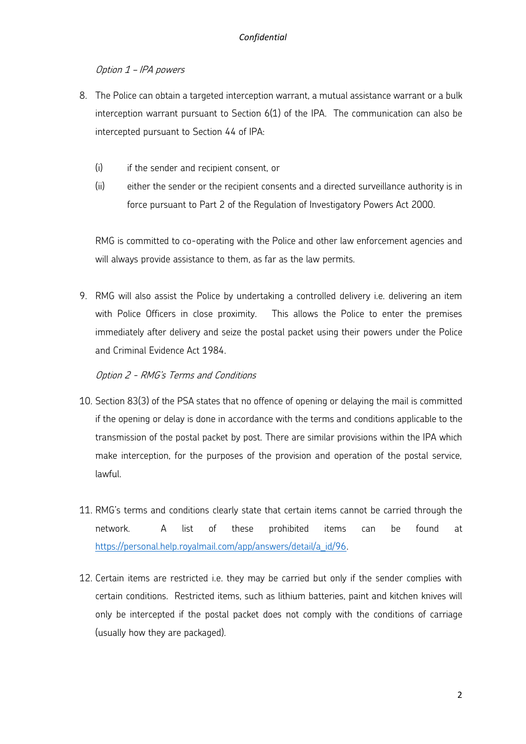*Option 1 – IPA powers*

8. The Police can obtain a targeted interception warrant, a mutual assistance warrant or a bulk interception warrant pursuant to Section 6(1) of the IPA. The communication can also be intercepted pursuant to Section 44 of IPA:

   (i) if the sender and recipient consent, or

   (ii) either the sender or the recipient consents and a directed surveillance authority is in force pursuant to Part 2 of the Regulation of Investigatory Powers Act 2000.

   RMG is committed to co-operating with the Police and other law enforcement agencies and will always provide assistance to them, as far as the law permits.

9. RMG will also assist the Police by undertaking a controlled delivery i.e. delivering an item with Police Officers in close proximity. This allows the Police to enter the premises immediately after delivery and seize the postal packet using their powers under the Police and Criminal Evidence Act 1984.

*Option 2 - RMG's Terms and Conditions*

10. Section 83(3) of the PSA states that no offence of opening or delaying the mail is committed if the opening or delay is done in accordance with the terms and conditions applicable to the transmission of the postal packet by post. There are similar provisions within the IPA which make interception, for the purposes of the provision and operation of the postal service, lawful.

11. RMG's terms and conditions clearly state that certain items cannot be carried through the network. A list of these prohibited items can be found at [https://personal.help.royalmail.com/app/answers/detail/a_id/96](https://personal.help.royalmail.com/app/answers/detail/a_id/96).

12. Certain items are restricted i.e. they may be carried but only if the sender complies with certain conditions. Restricted items, such as lithium batteries, paint and kitchen knives will only be intercepted if the postal packet does not comply with the conditions of carriage (usually how they are packaged).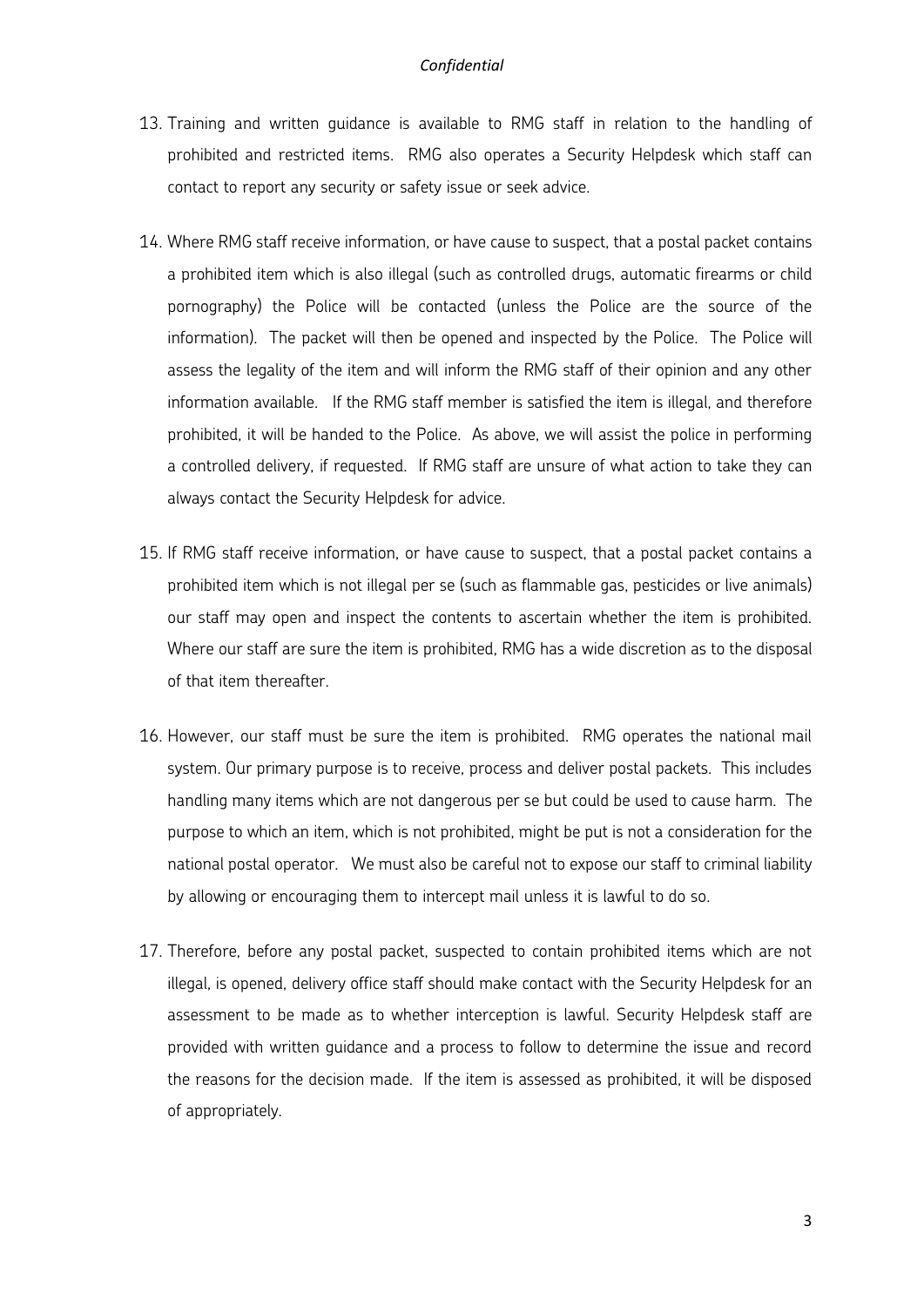13. Training and written guidance is available to RMG staff in relation to the handling of prohibited and restricted items. RMG also operates a Security Helpdesk which staff can contact to report any security or safety issue or seek advice.

14. Where RMG staff receive information, or have cause to suspect, that a postal packet contains a prohibited item which is also illegal (such as controlled drugs, automatic firearms or child pornography) the Police will be contacted (unless the Police are the source of the information). The packet will then be opened and inspected by the Police. The Police will assess the legality of the item and will inform the RMG staff of their opinion and any other information available. If the RMG staff member is satisfied the item is illegal, and therefore prohibited, it will be handed to the Police. As above, we will assist the police in performing a controlled delivery, if requested. If RMG staff are unsure of what action to take they can always contact the Security Helpdesk for advice.

15. If RMG staff receive information, or have cause to suspect, that a postal packet contains a prohibited item which is not illegal per se (such as flammable gas, pesticides or live animals) our staff may open and inspect the contents to ascertain whether the item is prohibited. Where our staff are sure the item is prohibited, RMG has a wide discretion as to the disposal of that item thereafter.

16. However, our staff must be sure the item is prohibited. RMG operates the national mail system. Our primary purpose is to receive, process and deliver postal packets. This includes handling many items which are not dangerous per se but could be used to cause harm. The purpose to which an item, which is not prohibited, might be put is not a consideration for the national postal operator. We must also be careful not to expose our staff to criminal liability by allowing or encouraging them to intercept mail unless it is lawful to do so.

17. Therefore, before any postal packet, suspected to contain prohibited items which are not illegal, is opened, delivery office staff should make contact with the Security Helpdesk for an assessment to be made as to whether interception is lawful. Security Helpdesk staff are provided with written guidance and a process to follow to determine the issue and record the reasons for the decision made. If the item is assessed as prohibited, it will be disposed of appropriately.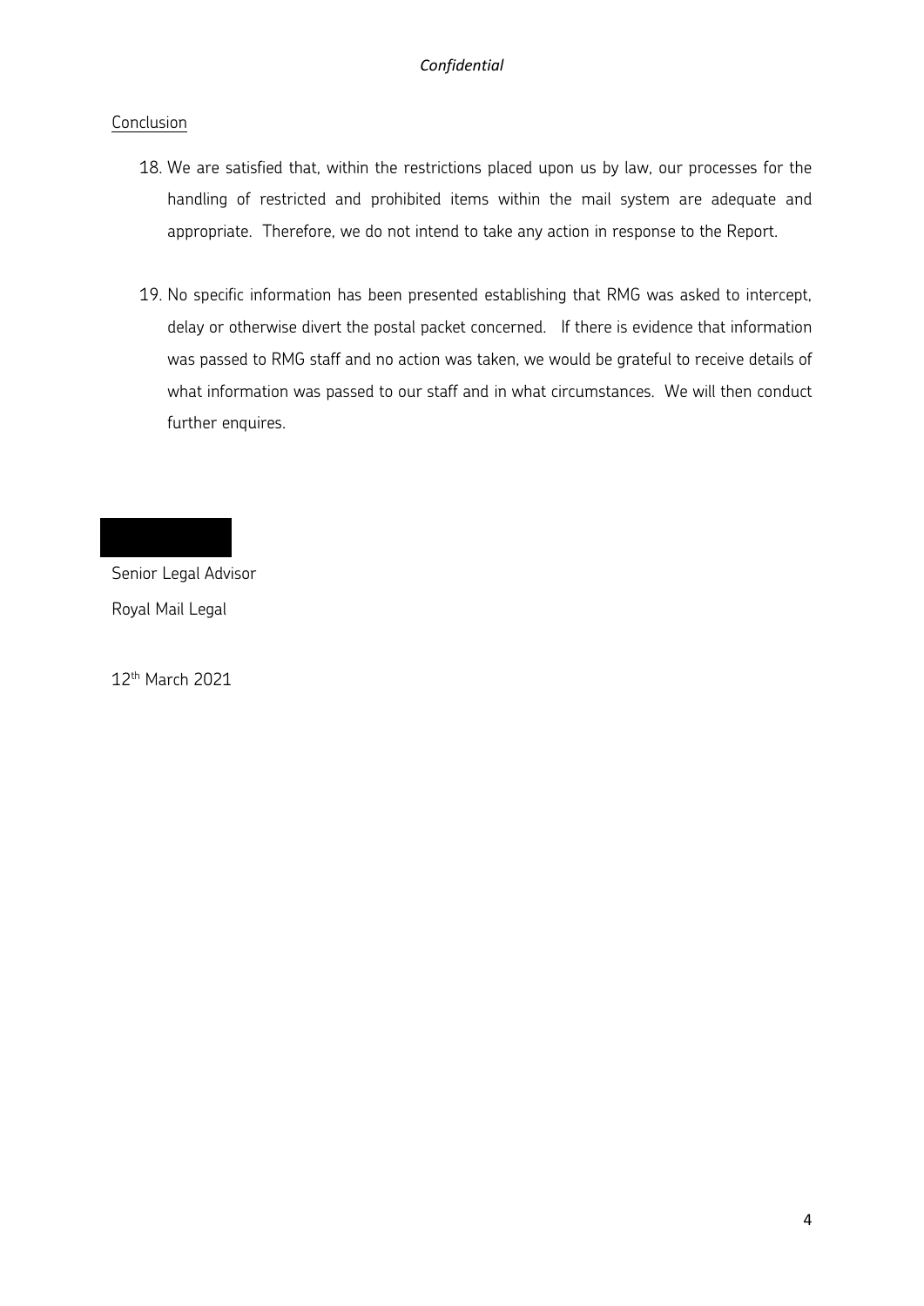*Confidential*

Conclusion

18. We are satisfied that, within the restrictions placed upon us by law, our processes for the handling of restricted and prohibited items within the mail system are adequate and appropriate. Therefore, we do not intend to take any action in response to the Report.

19. No specific information has been presented establishing that RMG was asked to intercept, delay or otherwise divert the postal packet concerned. If there is evidence that information was passed to RMG staff and no action was taken, we would be grateful to receive details of what information was passed to our staff and in what circumstances. We will then conduct further enquires.

Senior Legal Advisor

Royal Mail Legal

12th March 2021